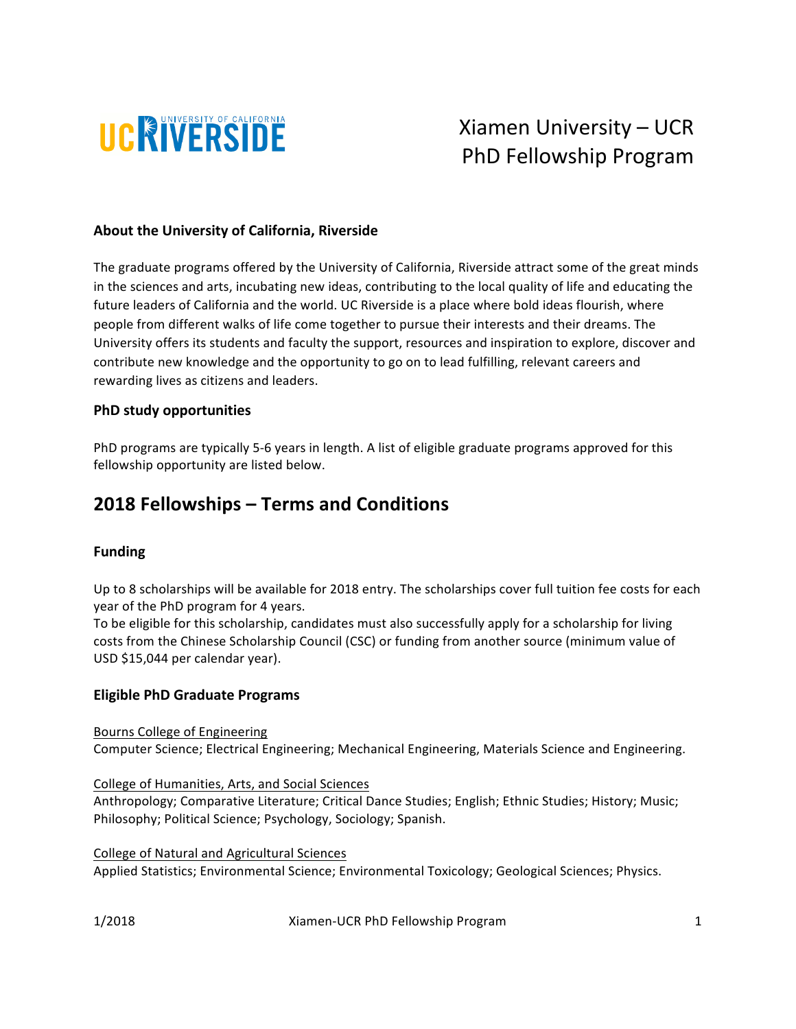# Xiamen University – UCR PhD Fellowship Program

**About the University of California, Riverside**

The graduate programs offered by the University of California, Riverside attract some of the great minds in the sciences and arts, incubating new ideas, contributing to the local quality of life and educating the future leaders of California and the world. UC Riverside is a place where bold ideas flourish, where people from different walks of life come together to pursue their interests and their dreams. The University offers its students and faculty the support, resources and inspiration to explore, discover and contribute new knowledge and the opportunity to go on to lead fulfilling, relevant careers and rewarding lives as citizens and leaders.

**PhD study opportunities**

PhD programs are typically 5-6 years in length. A list of eligible graduate programs approved for this fellowship opportunity are listed below.

## 2018 Fellowships – Terms and Conditions

**Funding**

Up to 8 scholarships will be available for 2018 entry. The scholarships cover full tuition fee costs for each year of the PhD program for 4 years.
To be eligible for this scholarship, candidates must also successfully apply for a scholarship for living costs from the Chinese Scholarship Council (CSC) or funding from another source (minimum value of USD $15,044 per calendar year).

**Eligible PhD Graduate Programs**

Bourns College of Engineering
Computer Science; Electrical Engineering; Mechanical Engineering, Materials Science and Engineering.

College of Humanities, Arts, and Social Sciences
Anthropology; Comparative Literature; Critical Dance Studies; English; Ethnic Studies; History; Music; Philosophy; Political Science; Psychology, Sociology; Spanish.

College of Natural and Agricultural Sciences
Applied Statistics; Environmental Science; Environmental Toxicology; Geological Sciences; Physics.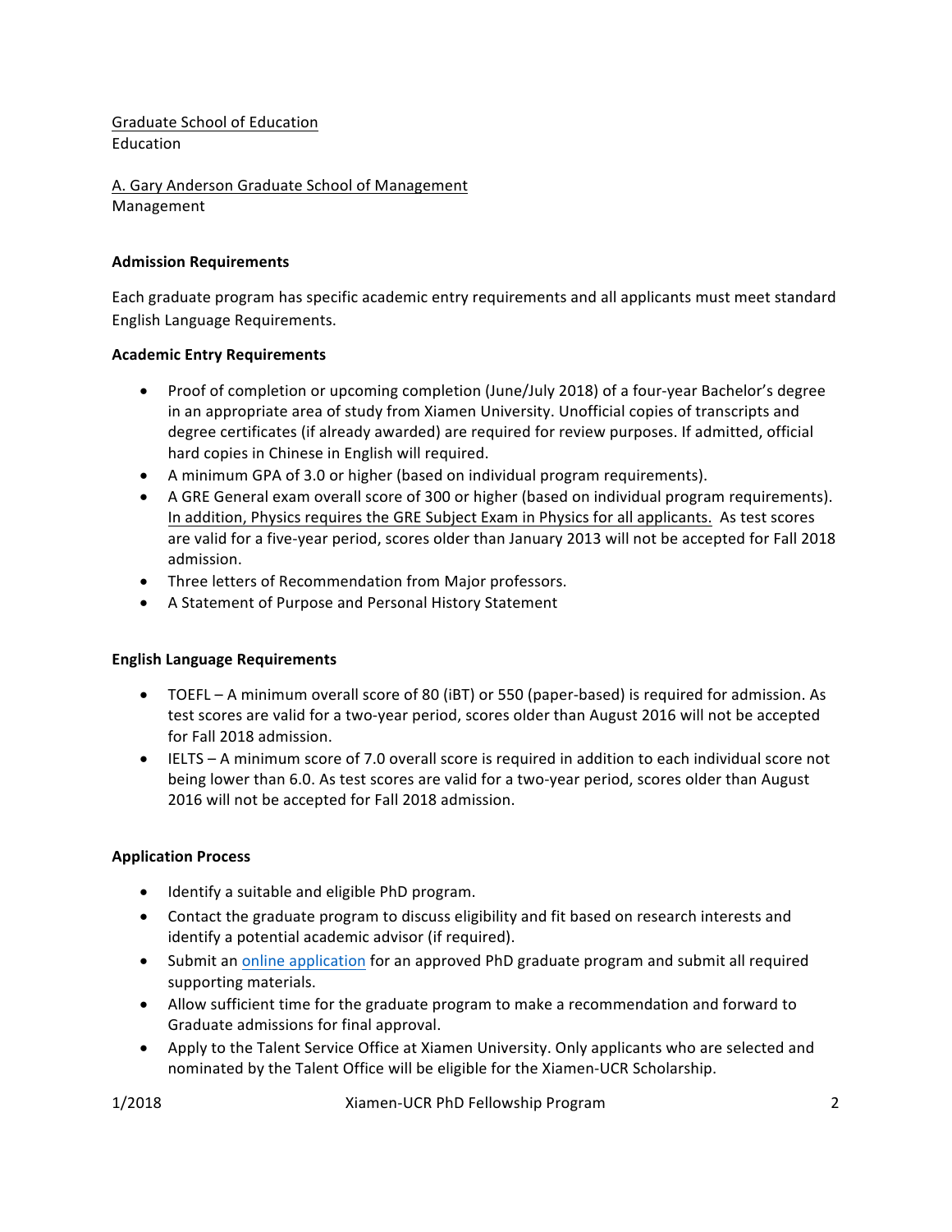<u>Graduate School of Education</u>
Education

<u>A. Gary Anderson Graduate School of Management</u>
Management

**Admission Requirements**

Each graduate program has specific academic entry requirements and all applicants must meet standard English Language Requirements.

**Academic Entry Requirements**

- Proof of completion or upcoming completion (June/July 2018) of a four-year Bachelor's degree in an appropriate area of study from Xiamen University. Unofficial copies of transcripts and degree certificates (if already awarded) are required for review purposes. If admitted, official hard copies in Chinese in English will required.
- A minimum GPA of 3.0 or higher (based on individual program requirements).
- A GRE General exam overall score of 300 or higher (based on individual program requirements). <u>In addition, Physics requires the GRE Subject Exam in Physics for all applicants.</u> As test scores are valid for a five-year period, scores older than January 2013 will not be accepted for Fall 2018 admission.
- Three letters of Recommendation from Major professors.
- A Statement of Purpose and Personal History Statement

**English Language Requirements**

- TOEFL – A minimum overall score of 80 (iBT) or 550 (paper-based) is required for admission. As test scores are valid for a two-year period, scores older than August 2016 will not be accepted for Fall 2018 admission.
- IELTS – A minimum score of 7.0 overall score is required in addition to each individual score not being lower than 6.0. As test scores are valid for a two-year period, scores older than August 2016 will not be accepted for Fall 2018 admission.

**Application Process**

- Identify a suitable and eligible PhD program.
- Contact the graduate program to discuss eligibility and fit based on research interests and identify a potential academic advisor (if required).
- Submit an online application for an approved PhD graduate program and submit all required supporting materials.
- Allow sufficient time for the graduate program to make a recommendation and forward to Graduate admissions for final approval.
- Apply to the Talent Service Office at Xiamen University. Only applicants who are selected and nominated by the Talent Office will be eligible for the Xiamen-UCR Scholarship.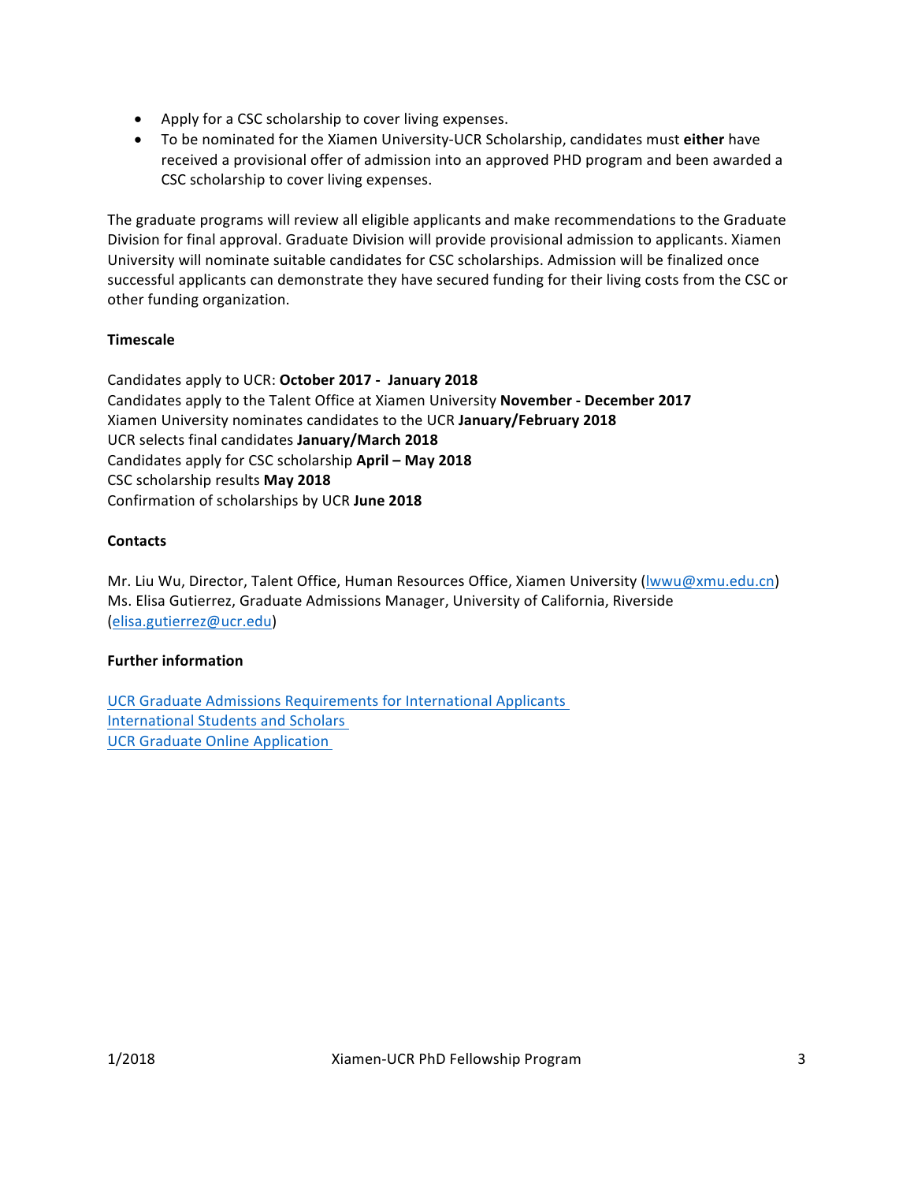- Apply for a CSC scholarship to cover living expenses.
- To be nominated for the Xiamen University-UCR Scholarship, candidates must **either** have received a provisional offer of admission into an approved PHD program and been awarded a CSC scholarship to cover living expenses.

The graduate programs will review all eligible applicants and make recommendations to the Graduate Division for final approval. Graduate Division will provide provisional admission to applicants. Xiamen University will nominate suitable candidates for CSC scholarships. Admission will be finalized once successful applicants can demonstrate they have secured funding for their living costs from the CSC or other funding organization.

**Timescale**

Candidates apply to UCR: **October 2017 - January 2018**
Candidates apply to the Talent Office at Xiamen University **November - December 2017**
Xiamen University nominates candidates to the UCR **January/February 2018**
UCR selects final candidates **January/March 2018**
Candidates apply for CSC scholarship **April – May 2018**
CSC scholarship results **May 2018**
Confirmation of scholarships by UCR **June 2018**

**Contacts**

Mr. Liu Wu, Director, Talent Office, Human Resources Office, Xiamen University (lwwu@xmu.edu.cn)
Ms. Elisa Gutierrez, Graduate Admissions Manager, University of California, Riverside (elisa.gutierrez@ucr.edu)

**Further information**

UCR Graduate Admissions Requirements for International Applicants
International Students and Scholars
UCR Graduate Online Application